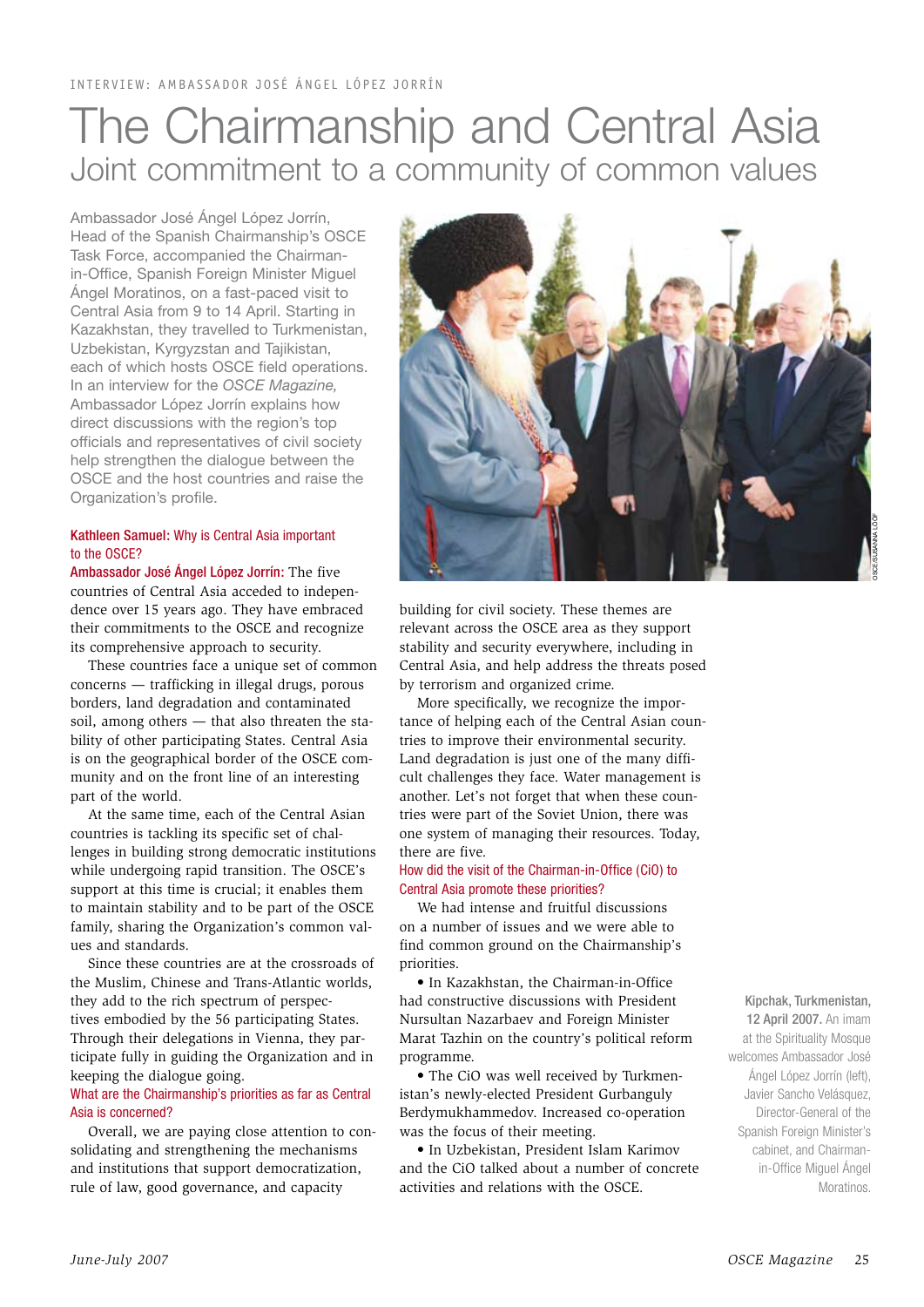INTERVIEW: AMBASSADOR JOSÉ ÁNGEL LÓPEZ JORRÍN

# The Chairmanship and Central Asia

## Joint commitment to a community of common values

Ambassador José Ángel López Jorrín, Head of the Spanish Chairmanship's OSCE Task Force, accompanied the Chairman-in-Office, Spanish Foreign Minister Miguel Ángel Moratinos, on a fast-paced visit to Central Asia from 9 to 14 April. Starting in Kazakhstan, they travelled to Turkmenistan, Uzbekistan, Kyrgyzstan and Tajikistan, each of which hosts OSCE field operations. In an interview for the *OSCE Magazine,* Ambassador López Jorrín explains how direct discussions with the region's top officials and representatives of civil society help strengthen the dialogue between the OSCE and the host countries and raise the Organization's profile.

**Kathleen Samuel: Why is Central Asia important to the OSCE?**

**Ambassador José Ángel López Jorrín:** The five countries of Central Asia acceded to independence over 15 years ago. They have embraced their commitments to the OSCE and recognize its comprehensive approach to security.

These countries face a unique set of common concerns — trafficking in illegal drugs, porous borders, land degradation and contaminated soil, among others — that also threaten the stability of other participating States. Central Asia is on the geographical border of the OSCE community and on the front line of an interesting part of the world.

At the same time, each of the Central Asian countries is tackling its specific set of challenges in building strong democratic institutions while undergoing rapid transition. The OSCE's support at this time is crucial; it enables them to maintain stability and to be part of the OSCE family, sharing the Organization's common values and standards.

Since these countries are at the crossroads of the Muslim, Chinese and Trans-Atlantic worlds, they add to the rich spectrum of perspectives embodied by the 56 participating States. Through their delegations in Vienna, they participate fully in guiding the Organization and in keeping the dialogue going.

**What are the Chairmanship's priorities as far as Central Asia is concerned?**

Overall, we are paying close attention to consolidating and strengthening the mechanisms and institutions that support democratization, rule of law, good governance, and capacity building for civil society. These themes are relevant across the OSCE area as they support stability and security everywhere, including in Central Asia, and help address the threats posed by terrorism and organized crime.

More specifically, we recognize the importance of helping each of the Central Asian countries to improve their environmental security. Land degradation is just one of the many difficult challenges they face. Water management is another. Let's not forget that when these countries were part of the Soviet Union, there was one system of managing their resources. Today, there are five.

**How did the visit of the Chairman-in-Office (CiO) to Central Asia promote these priorities?**

We had intense and fruitful discussions on a number of issues and we were able to find common ground on the Chairmanship's priorities.

- In Kazakhstan, the Chairman-in-Office had constructive discussions with President Nursultan Nazarbaev and Foreign Minister Marat Tazhin on the country's political reform programme.
- The CiO was well received by Turkmenistan's newly-elected President Gurbanguly Berdymukhammedov. Increased co-operation was the focus of their meeting.
- In Uzbekistan, President Islam Karimov and the CiO talked about a number of concrete activities and relations with the OSCE.

**Kipchak, Turkmenistan, 12 April 2007.** An imam at the Spirituality Mosque welcomes Ambassador José Ángel López Jorrín (left), Javier Sancho Velásquez, Director-General of the Spanish Foreign Minister's cabinet, and Chairman-in-Office Miguel Ángel Moratinos.

OSCE/SUSANNA LÖÖF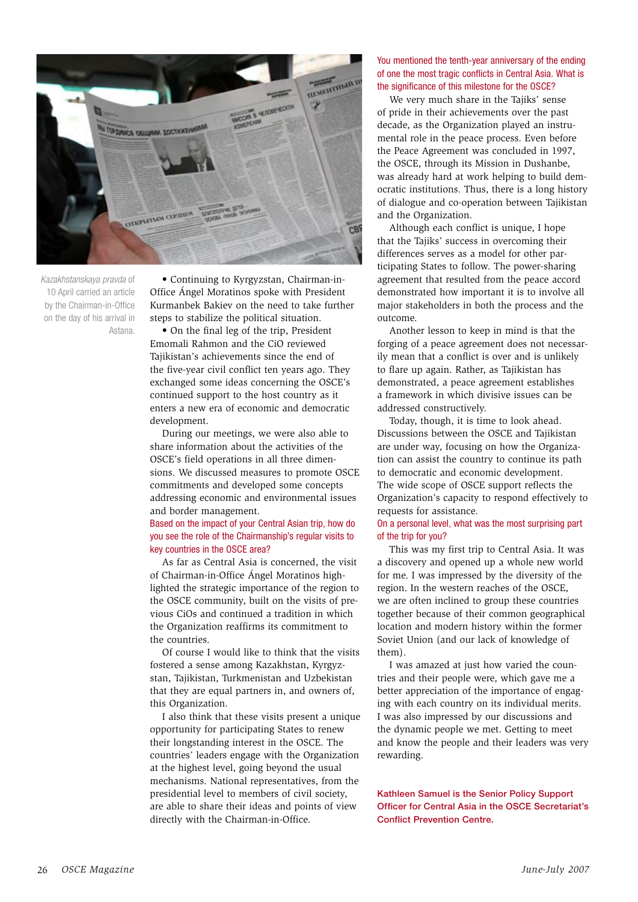*Kazakhstanskaya pravda* of 10 April carried an article by the Chairman-in-Office on the day of his arrival in Astana.

- Continuing to Kyrgyzstan, Chairman-in-Office Ángel Moratinos spoke with President Kurmanbek Bakiev on the need to take further steps to stabilize the political situation.
- On the final leg of the trip, President Emomali Rahmon and the CiO reviewed Tajikistan's achievements since the end of the five-year civil conflict ten years ago. They exchanged some ideas concerning the OSCE's continued support to the host country as it enters a new era of economic and democratic development.

During our meetings, we were also able to share information about the activities of the OSCE's field operations in all three dimensions. We discussed measures to promote OSCE commitments and developed some concepts addressing economic and environmental issues and border management.

**Based on the impact of your Central Asian trip, how do you see the role of the Chairmanship's regular visits to key countries in the OSCE area?**

As far as Central Asia is concerned, the visit of Chairman-in-Office Ángel Moratinos highlighted the strategic importance of the region to the OSCE community, built on the visits of previous CiOs and continued a tradition in which the Organization reaffirms its commitment to the countries.

Of course I would like to think that the visits fostered a sense among Kazakhstan, Kyrgyzstan, Tajikistan, Turkmenistan and Uzbekistan that they are equal partners in, and owners of, this Organization.

I also think that these visits present a unique opportunity for participating States to renew their longstanding interest in the OSCE. The countries' leaders engage with the Organization at the highest level, going beyond the usual mechanisms. National representatives, from the presidential level to members of civil society, are able to share their ideas and points of view directly with the Chairman-in-Office.

**You mentioned the tenth-year anniversary of the ending of one the most tragic conflicts in Central Asia. What is the significance of this milestone for the OSCE?**

We very much share in the Tajiks' sense of pride in their achievements over the past decade, as the Organization played an instrumental role in the peace process. Even before the Peace Agreement was concluded in 1997, the OSCE, through its Mission in Dushanbe, was already hard at work helping to build democratic institutions. Thus, there is a long history of dialogue and co-operation between Tajikistan and the Organization.

Although each conflict is unique, I hope that the Tajiks' success in overcoming their differences serves as a model for other participating States to follow. The power-sharing agreement that resulted from the peace accord demonstrated how important it is to involve all major stakeholders in both the process and the outcome.

Another lesson to keep in mind is that the forging of a peace agreement does not necessarily mean that a conflict is over and is unlikely to flare up again. Rather, as Tajikistan has demonstrated, a peace agreement establishes a framework in which divisive issues can be addressed constructively.

Today, though, it is time to look ahead. Discussions between the OSCE and Tajikistan are under way, focusing on how the Organization can assist the country to continue its path to democratic and economic development. The wide scope of OSCE support reflects the Organization's capacity to respond effectively to requests for assistance.

**On a personal level, what was the most surprising part of the trip for you?**

This was my first trip to Central Asia. It was a discovery and opened up a whole new world for me. I was impressed by the diversity of the region. In the western reaches of the OSCE, we are often inclined to group these countries together because of their common geographical location and modern history within the former Soviet Union (and our lack of knowledge of them).

I was amazed at just how varied the countries and their people were, which gave me a better appreciation of the importance of engaging with each country on its individual merits. I was also impressed by our discussions and the dynamic people we met. Getting to meet and know the people and their leaders was very rewarding.

**Kathleen Samuel is the Senior Policy Support Officer for Central Asia in the OSCE Secretariat's Conflict Prevention Centre.**